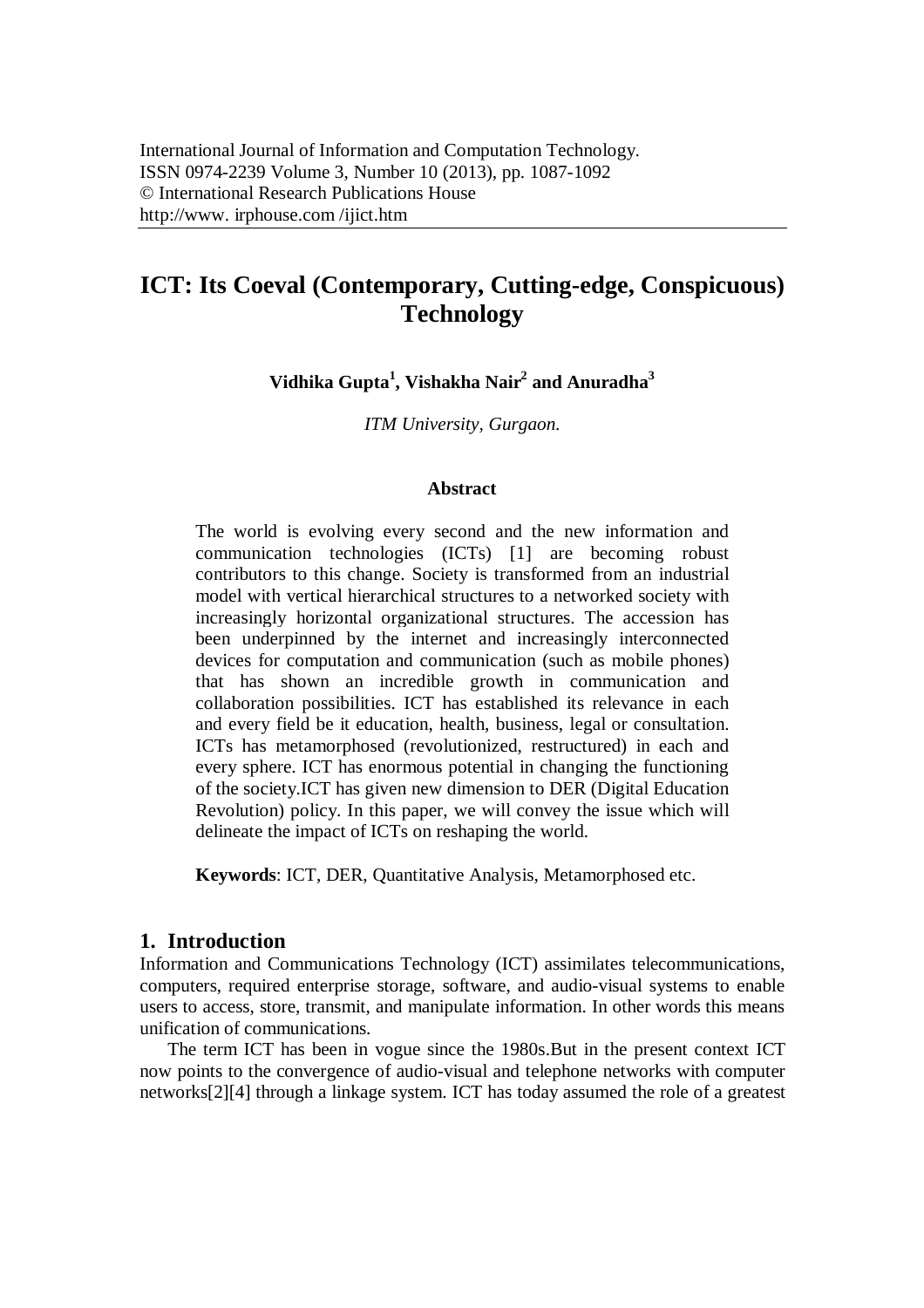# ICT: Its Coeval (Contemporary, Cutting-edge, Conspicuous) Technology

**Vidhika Gupta[1], Vishakha Nair[2] and Anuradha[3]**

*ITM University, Gurgaon.*

### Abstract

The world is evolving every second and the new information and communication technologies (ICTs) [1] are becoming robust contributors to this change. Society is transformed from an industrial model with vertical hierarchical structures to a networked society with increasingly horizontal organizational structures. The accession has been underpinned by the internet and increasingly interconnected devices for computation and communication (such as mobile phones) that has shown an incredible growth in communication and collaboration possibilities. ICT has established its relevance in each and every field be it education, health, business, legal or consultation. ICTs has metamorphosed (revolutionized, restructured) in each and every sphere. ICT has enormous potential in changing the functioning of the society.ICT has given new dimension to DER (Digital Education Revolution) policy. In this paper, we will convey the issue which will delineate the impact of ICTs on reshaping the world.

**Keywords**: ICT, DER, Quantitative Analysis, Metamorphosed etc.

## 1. Introduction

Information and Communications Technology (ICT) assimilates telecommunications, computers, required enterprise storage, software, and audio-visual systems to enable users to access, store, transmit, and manipulate information. In other words this means unification of communications.

The term ICT has been in vogue since the 1980s.But in the present context ICT now points to the convergence of audio-visual and telephone networks with computer networks[2][4] through a linkage system. ICT has today assumed the role of a greatest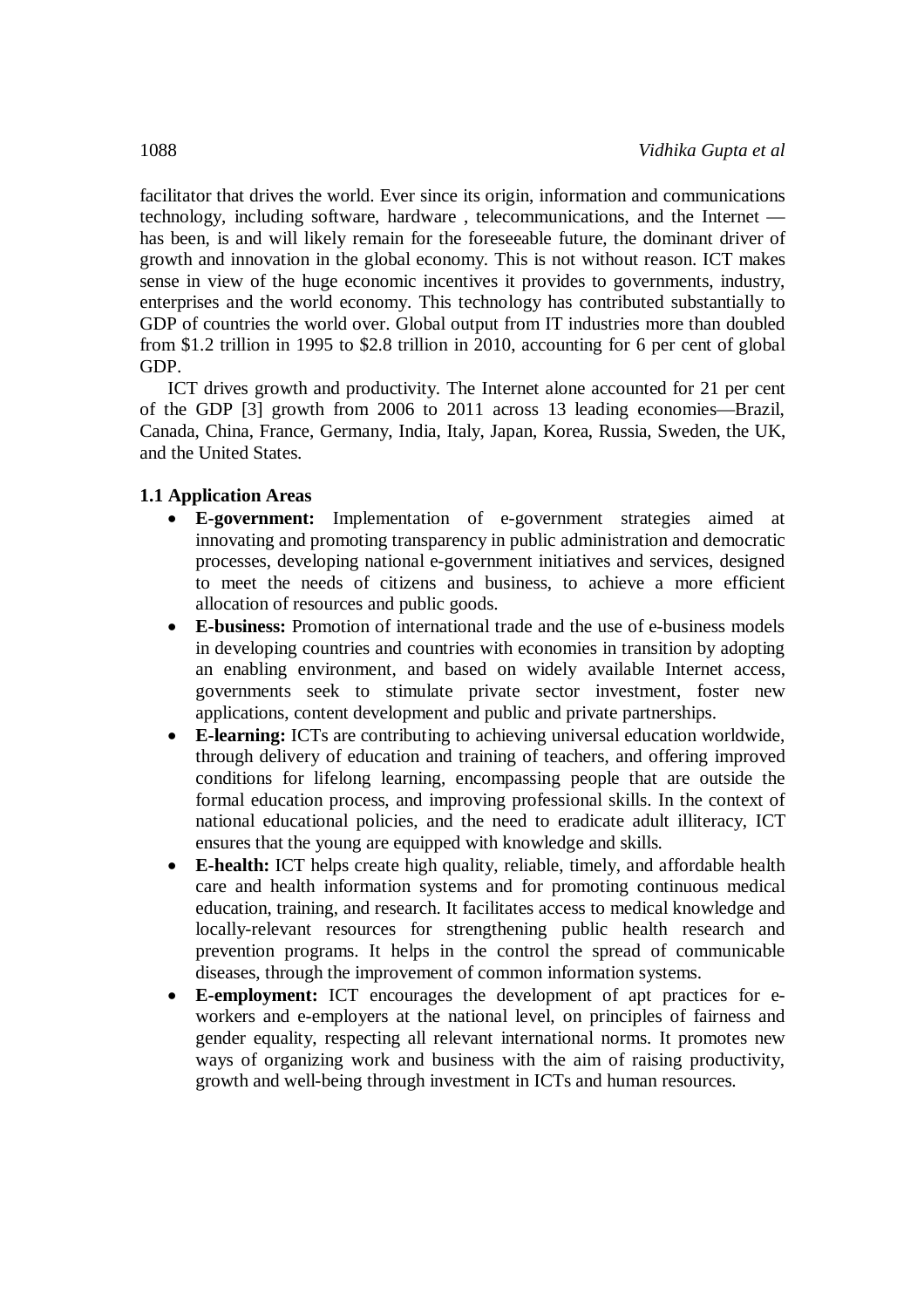facilitator that drives the world. Ever since its origin, information and communications technology, including software, hardware , telecommunications, and the Internet — has been, is and will likely remain for the foreseeable future, the dominant driver of growth and innovation in the global economy. This is not without reason. ICT makes sense in view of the huge economic incentives it provides to governments, industry, enterprises and the world economy. This technology has contributed substantially to GDP of countries the world over. Global output from IT industries more than doubled from \$1.2 trillion in 1995 to \$2.8 trillion in 2010, accounting for 6 per cent of global GDP.

ICT drives growth and productivity. The Internet alone accounted for 21 per cent of the GDP [3] growth from 2006 to 2011 across 13 leading economies—Brazil, Canada, China, France, Germany, India, Italy, Japan, Korea, Russia, Sweden, the UK, and the United States.

### 1.1 Application Areas

- **E-government:** Implementation of e-government strategies aimed at innovating and promoting transparency in public administration and democratic processes, developing national e-government initiatives and services, designed to meet the needs of citizens and business, to achieve a more efficient allocation of resources and public goods.
- **E-business:** Promotion of international trade and the use of e-business models in developing countries and countries with economies in transition by adopting an enabling environment, and based on widely available Internet access, governments seek to stimulate private sector investment, foster new applications, content development and public and private partnerships.
- **E-learning:** ICTs are contributing to achieving universal education worldwide, through delivery of education and training of teachers, and offering improved conditions for lifelong learning, encompassing people that are outside the formal education process, and improving professional skills. In the context of national educational policies, and the need to eradicate adult illiteracy, ICT ensures that the young are equipped with knowledge and skills.
- **E-health:** ICT helps create high quality, reliable, timely, and affordable health care and health information systems and for promoting continuous medical education, training, and research. It facilitates access to medical knowledge and locally-relevant resources for strengthening public health research and prevention programs. It helps in the control the spread of communicable diseases, through the improvement of common information systems.
- **E-employment:** ICT encourages the development of apt practices for e-workers and e-employers at the national level, on principles of fairness and gender equality, respecting all relevant international norms. It promotes new ways of organizing work and business with the aim of raising productivity, growth and well-being through investment in ICTs and human resources.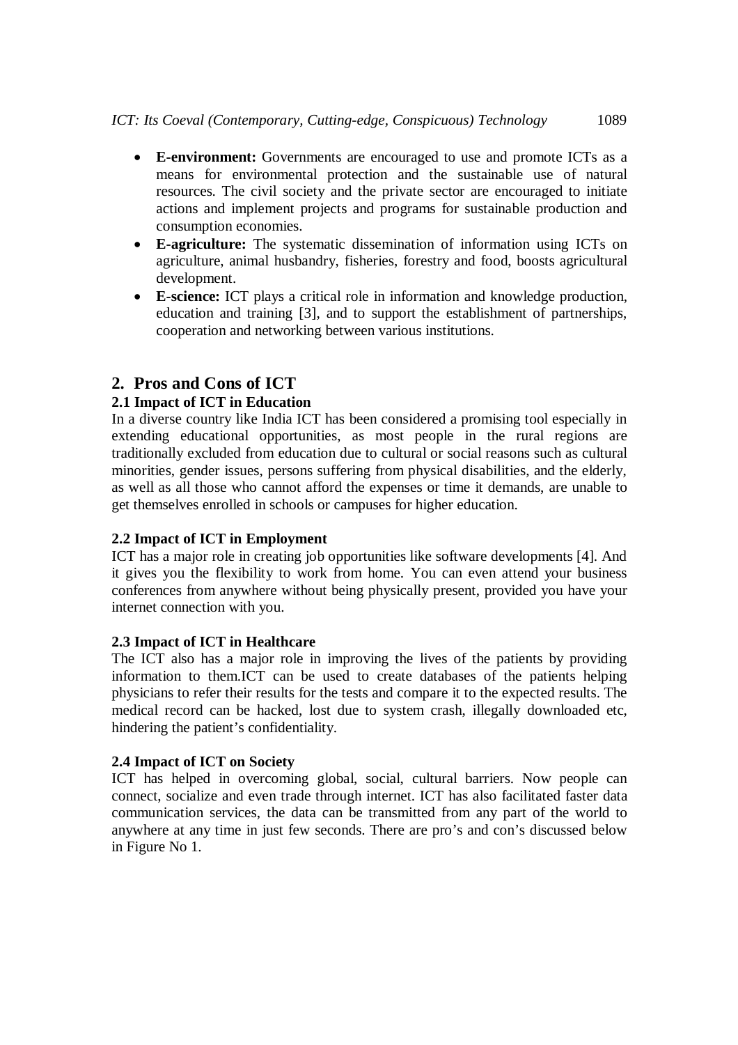- **E-environment:** Governments are encouraged to use and promote ICTs as a means for environmental protection and the sustainable use of natural resources. The civil society and the private sector are encouraged to initiate actions and implement projects and programs for sustainable production and consumption economies.
- **E-agriculture:** The systematic dissemination of information using ICTs on agriculture, animal husbandry, fisheries, forestry and food, boosts agricultural development.
- **E-science:** ICT plays a critical role in information and knowledge production, education and training [3], and to support the establishment of partnerships, cooperation and networking between various institutions.

## 2. Pros and Cons of ICT

### 2.1 Impact of ICT in Education

In a diverse country like India ICT has been considered a promising tool especially in extending educational opportunities, as most people in the rural regions are traditionally excluded from education due to cultural or social reasons such as cultural minorities, gender issues, persons suffering from physical disabilities, and the elderly, as well as all those who cannot afford the expenses or time it demands, are unable to get themselves enrolled in schools or campuses for higher education.

### 2.2 Impact of ICT in Employment

ICT has a major role in creating job opportunities like software developments [4]. And it gives you the flexibility to work from home. You can even attend your business conferences from anywhere without being physically present, provided you have your internet connection with you.

### 2.3 Impact of ICT in Healthcare

The ICT also has a major role in improving the lives of the patients by providing information to them.ICT can be used to create databases of the patients helping physicians to refer their results for the tests and compare it to the expected results. The medical record can be hacked, lost due to system crash, illegally downloaded etc, hindering the patient's confidentiality.

### 2.4 Impact of ICT on Society

ICT has helped in overcoming global, social, cultural barriers. Now people can connect, socialize and even trade through internet. ICT has also facilitated faster data communication services, the data can be transmitted from any part of the world to anywhere at any time in just few seconds. There are pro's and con's discussed below in Figure No 1.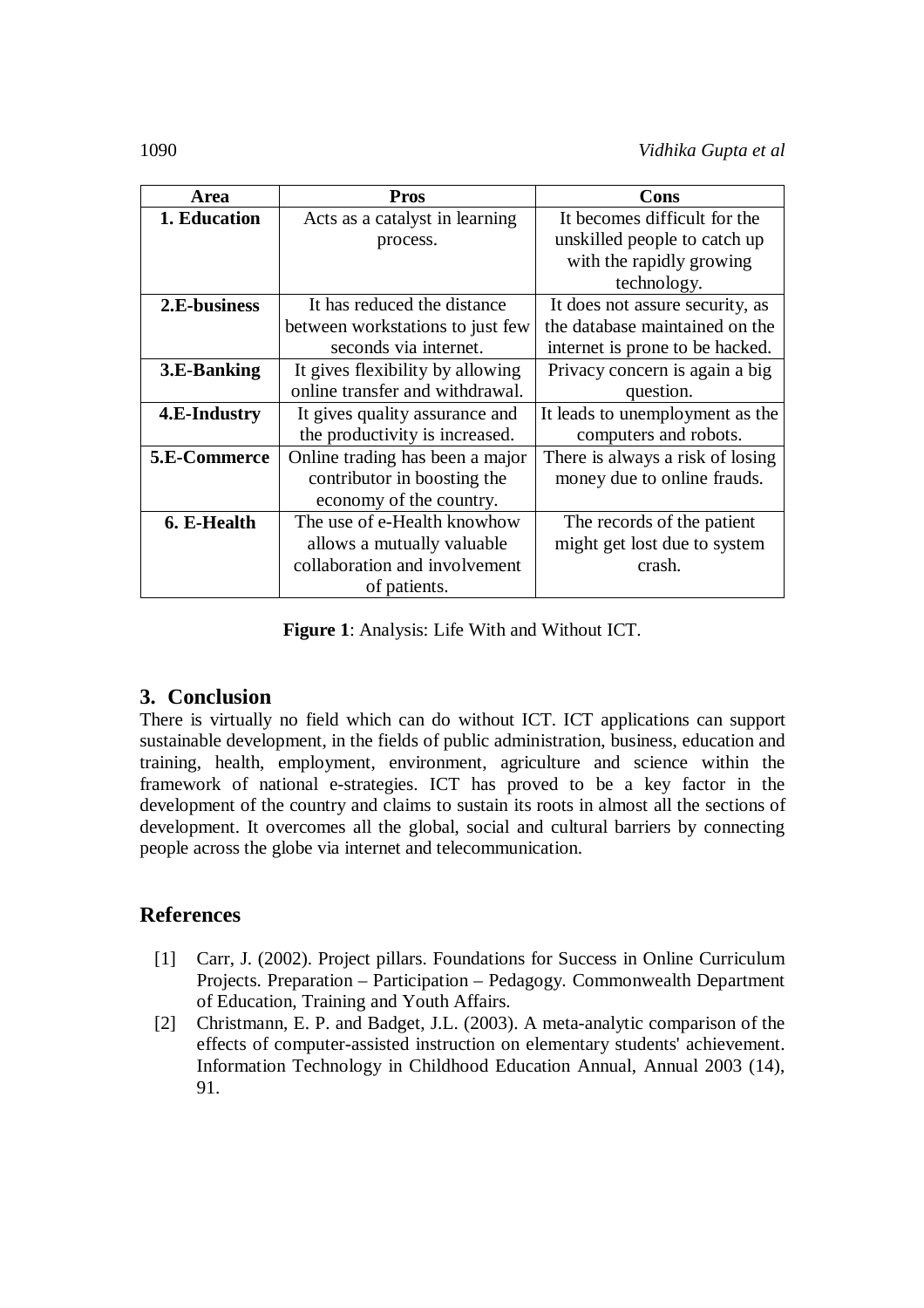| Area | Pros | Cons |
|---|---|---|
| **1. Education** | Acts as a catalyst in learning process. | It becomes difficult for the unskilled people to catch up with the rapidly growing technology. |
| **2.E-business** | It has reduced the distance between workstations to just few seconds via internet. | It does not assure security, as the database maintained on the internet is prone to be hacked. |
| **3.E-Banking** | It gives flexibility by allowing online transfer and withdrawal. | Privacy concern is again a big question. |
| **4.E-Industry** | It gives quality assurance and the productivity is increased. | It leads to unemployment as the computers and robots. |
| **5.E-Commerce** | Online trading has been a major contributor in boosting the economy of the country. | There is always a risk of losing money due to online frauds. |
| **6. E-Health** | The use of e-Health knowhow allows a mutually valuable collaboration and involvement of patients. | The records of the patient might get lost due to system crash. |

**Figure 1**: Analysis: Life With and Without ICT.

## 3. Conclusion

There is virtually no field which can do without ICT. ICT applications can support sustainable development, in the fields of public administration, business, education and training, health, employment, environment, agriculture and science within the framework of national e-strategies. ICT has proved to be a key factor in the development of the country and claims to sustain its roots in almost all the sections of development. It overcomes all the global, social and cultural barriers by connecting people across the globe via internet and telecommunication.

## References

[1] Carr, J. (2002). Project pillars. Foundations for Success in Online Curriculum Projects. Preparation – Participation – Pedagogy. Commonwealth Department of Education, Training and Youth Affairs.

[2] Christmann, E. P. and Badget, J.L. (2003). A meta-analytic comparison of the effects of computer-assisted instruction on elementary students' achievement. Information Technology in Childhood Education Annual, Annual 2003 (14), 91.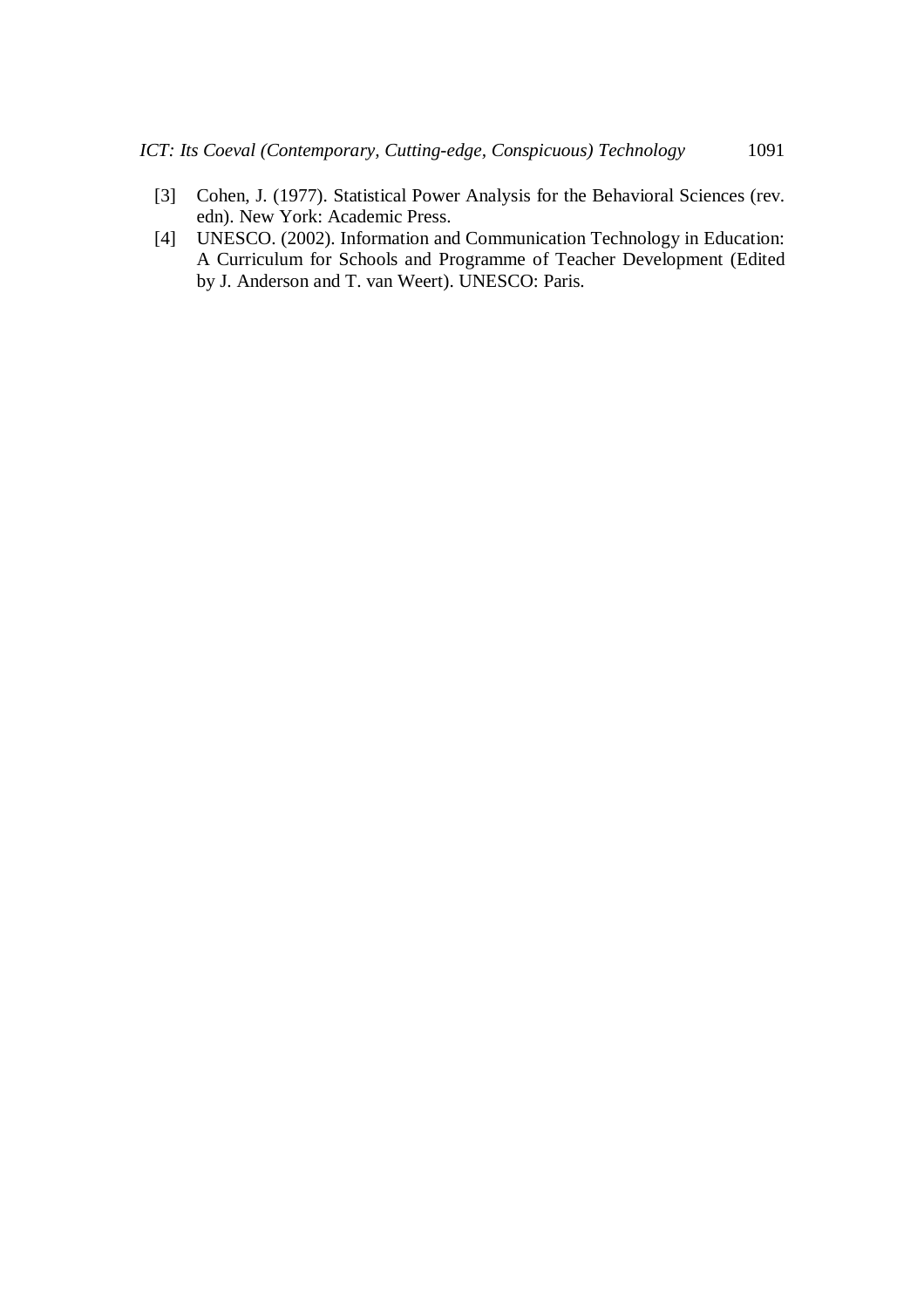[3] Cohen, J. (1977). Statistical Power Analysis for the Behavioral Sciences (rev. edn). New York: Academic Press.

[4] UNESCO. (2002). Information and Communication Technology in Education: A Curriculum for Schools and Programme of Teacher Development (Edited by J. Anderson and T. van Weert). UNESCO: Paris.